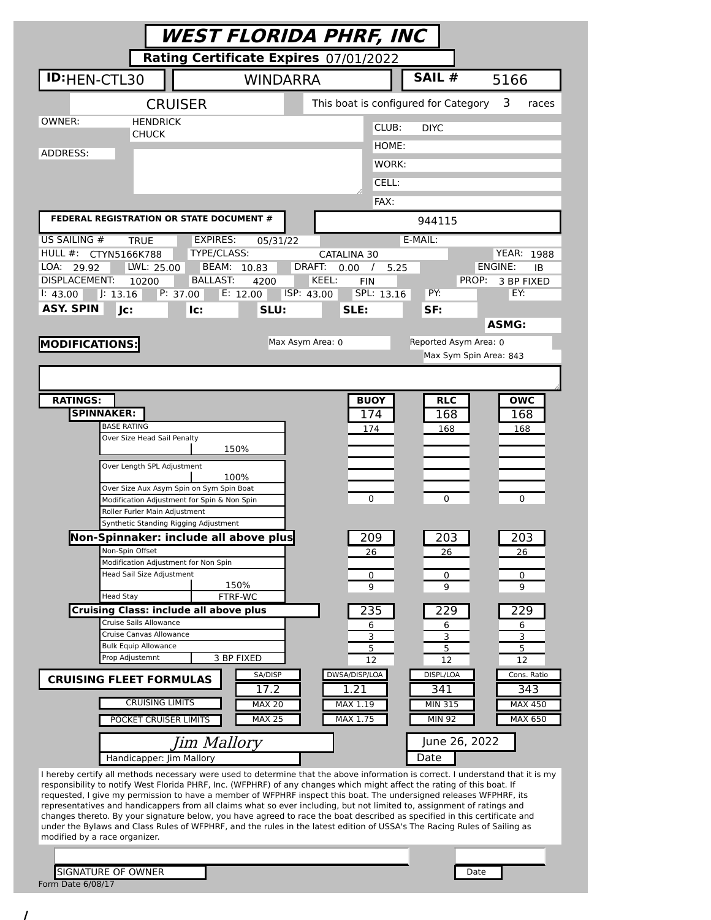# WEST FLORIDA PHRF, INC

**Rating Certificate Expires** 07/01/2022

| **ID:** HEN-CTL30 | WINDARRA | **SAIL #** 5166 |
|---|---|---|

CRUISER — This boat is configured for Category 3 races

| | | | |
|---|---|---|---|
| OWNER: | HENDRICK CHUCK | CLUB: | DIYC |
| ADDRESS: | | HOME: | |
| | | WORK: | |
| | | CELL: | |
| | | FAX: | |

**FEDERAL REGISTRATION OR STATE DOCUMENT #** 944115

| | | | | | | | |
|---|---|---|---|---|---|---|---|
| US SAILING # | TRUE | EXPIRES: | 05/31/22 | | | E-MAIL: | |
| HULL #: | CTYN5166K788 | TYPE/CLASS: | CATALINA 30 | | | YEAR: | 1988 |
| LOA: 29.92 | LWL: 25.00 | BEAM: 10.83 | DRAFT: 0.00 / 5.25 | | | ENGINE: | IB |
| DISPLACEMENT: 10200 | | BALLAST: 4200 | KEEL: FIN | | | PROP: | 3 BP FIXED |
| I: 43.00 | J: 13.16 | P: 37.00 | E: 12.00 | ISP: 43.00 | SPL: 13.16 | PY: | EY: |
| **ASY. SPIN** | **Jc:** | **Ic:** | **SLU:** | **SLE:** | **SF:** | **ASMG:** | |

**MODIFICATIONS:**

Max Asym Area: 0 — Reported Asym Area: 0 — Max Sym Spin Area: 843

| **RATINGS:** | | **BUOY** | **RLC** | **OWC** |
|---|---|---|---|---|
| **SPINNAKER:** | | 174 | 168 | 168 |
| BASE RATING | | 174 | 168 | 168 |
| Over Size Head Sail Penalty | 150% | | | |
| Over Length SPL Adjustment | 100% | | | |
| Over Size Aux Asym Spin on Sym Spin Boat | | | | |
| Modification Adjustment for Spin & Non Spin | | 0 | 0 | 0 |
| Roller Furler Main Adjustment | | | | |
| Synthetic Standing Rigging Adjustment | | | | |
| **Non-Spinnaker: include all above plus** | | 209 | 203 | 203 |
| Non-Spin Offset | | 26 | 26 | 26 |
| Modification Adjustment for Non Spin | | | | |
| Head Sail Size Adjustment | 150% | 0 | 0 | 0 |
| Head Stay | FTRF-WC | 9 | 9 | 9 |
| **Cruising Class: include all above plus** | | 235 | 229 | 229 |
| Cruise Sails Allowance | | 6 | 6 | 6 |
| Cruise Canvas Allowance | | 3 | 3 | 3 |
| Bulk Equip Allowance | | 5 | 5 | 5 |
| Prop Adjustemnt | 3 BP FIXED | 12 | 12 | 12 |

| **CRUISING FLEET FORMULAS** | SA/DISP | DWSA/DISP/LOA | DISPL/LOA | Cons. Ratio |
|---|---|---|---|---|
| | 17.2 | 1.21 | 341 | 343 |
| CRUISING LIMITS | MAX 20 | MAX 1.19 | MIN 315 | MAX 450 |
| POCKET CRUISER LIMITS | MAX 25 | MAX 1.75 | MIN 92 | MAX 650 |

*Jim Mallory* — June 26, 2022

Handicapper: Jim Mallory — Date

I hereby certify all methods necessary were used to determine that the above information is correct. I understand that it is my responsibility to notify West Florida PHRF, Inc. (WFPHRF) of any changes which might affect the rating of this boat. If requested, I give my permission to have a member of WFPHRF inspect this boat. The undersigned releases WFPHRF, its representatives and handicappers from all claims what so ever including, but not limited to, assignment of ratings and changes thereto. By your signature below, you have agreed to race the boat described as specified in this certificate and under the Bylaws and Class Rules of WFPHRF, and the rules in the latest edition of USSA's The Racing Rules of Sailing as modified by a race organizer.

SIGNATURE OF OWNER ______________________ Date ________

Form Date 6/08/17

/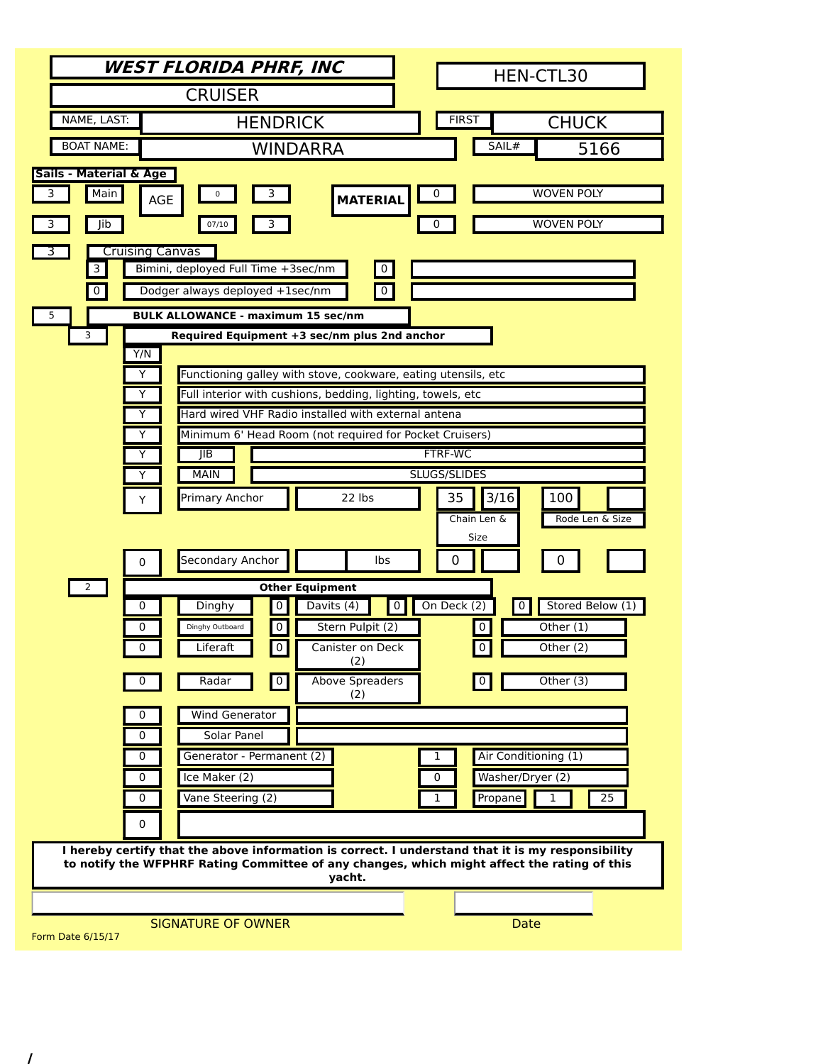## *WEST FLORIDA PHRF, INC*

**HEN-CTL30**

CRUISER

| | | | |
|---|---|---|---|
| NAME, LAST: | HENDRICK | FIRST | CHUCK |
| BOAT NAME: | WINDARRA | SAIL# | 5166 |

**Sails - Material & Age**

| | | | | | | |
|---|---|---|---|---|---|---|
| 3 | Main | AGE | 0 | 3 | MATERIAL | 0 | WOVEN POLY |
| 3 | Jib | | 07/10 | 3 | | 0 | WOVEN POLY |

| | | | |
|---|---|---|---|
| 3 | Cruising Canvas | | |
| 3 | Bimini, deployed Full Time +3sec/nm | 0 | |
| 0 | Dodger always deployed +1sec/nm | 0 | |

5 — **BULK ALLOWANCE - maximum 15 sec/nm**

3 — **Required Equipment +3 sec/nm plus 2nd anchor**

| Y/N | | | | | | |
|---|---|---|---|---|---|---|
| Y | Functioning galley with stove, cookware, eating utensils, etc | | | | | |
| Y | Full interior with cushions, bedding, lighting, towels, etc | | | | | |
| Y | Hard wired VHF Radio installed with external antena | | | | | |
| Y | Minimum 6' Head Room (not required for Pocket Cruisers) | | | | | |
| Y | JIB | FTRF-WC | | | | |
| Y | MAIN | SLUGS/SLIDES | | | | |
| Y | Primary Anchor | 22 lbs | 35 | 3/16 | 100 | |
| | | | Chain Len & Size | | Rode Len & Size | |
| 0 | Secondary Anchor | lbs | 0 | | 0 | |

2 — **Other Equipment**

| | | | | | | | |
|---|---|---|---|---|---|---|---|
| 0 | Dinghy | 0 | Davits (4) | 0 | On Deck (2) | 0 | Stored Below (1) |
| 0 | Dinghy Outboard | 0 | Stern Pulpit (2) | | | 0 | Other (1) |
| 0 | Liferaft | 0 | Canister on Deck (2) | | | 0 | Other (2) |
| 0 | Radar | 0 | Above Spreaders (2) | | | 0 | Other (3) |
| 0 | Wind Generator | | | | | | |
| 0 | Solar Panel | | | | | | |
| 0 | Generator - Permanent (2) | | | 1 | Air Conditioning (1) | | |
| 0 | Ice Maker (2) | | | 0 | Washer/Dryer (2) | | |
| 0 | Vane Steering (2) | | | 1 | Propane | 1 | 25 |
| 0 | | | | | | | |

**I hereby certify that the above information is correct. I understand that it is my responsibility to notify the WFPHRF Rating Committee of any changes, which might affect the rating of this yacht.**

SIGNATURE OF OWNER &nbsp;&nbsp;&nbsp;&nbsp; Date

Form Date 6/15/17